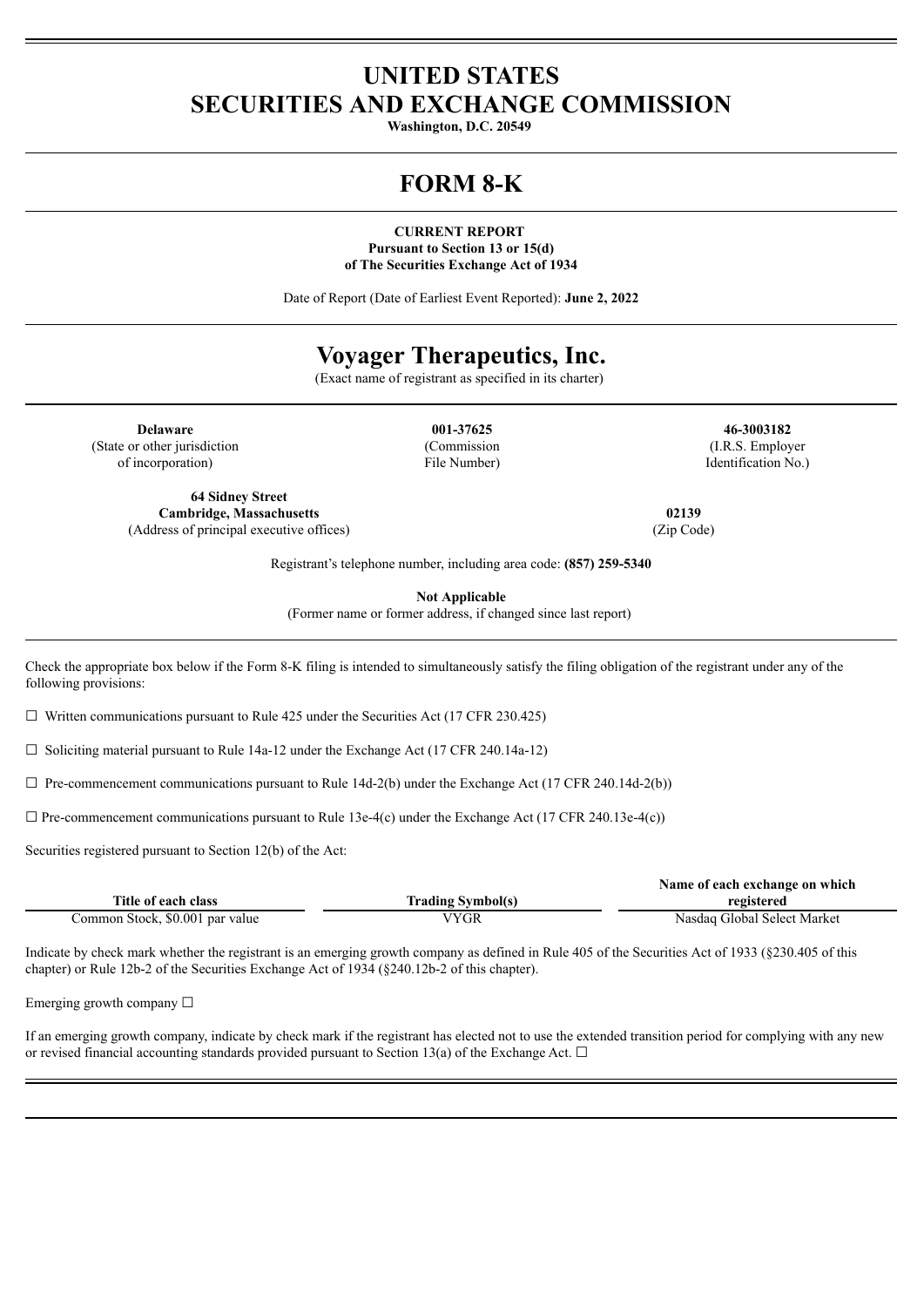# UNITED STATES SECURITIES AND EXCHANGE COMMISSION

**Washington, D.C. 20549**

# FORM 8-K

**CURRENT REPORT**
**Pursuant to Section 13 or 15(d)**
**of The Securities Exchange Act of 1934**

Date of Report (Date of Earliest Event Reported): **June 2, 2022**

# Voyager Therapeutics, Inc.

(Exact name of registrant as specified in its charter)

| **Delaware** | **001-37625** | **46-3003182** |
|---|---|---|
| (State or other jurisdiction of incorporation) | (Commission File Number) | (I.R.S. Employer Identification No.) |

| **64 Sidney Street Cambridge, Massachusetts** | **02139** |
|---|---|
| (Address of principal executive offices) | (Zip Code) |

Registrant's telephone number, including area code: **(857) 259-5340**

**Not Applicable**
(Former name or former address, if changed since last report)

Check the appropriate box below if the Form 8-K filing is intended to simultaneously satisfy the filing obligation of the registrant under any of the following provisions:

☐ Written communications pursuant to Rule 425 under the Securities Act (17 CFR 230.425)

☐ Soliciting material pursuant to Rule 14a-12 under the Exchange Act (17 CFR 240.14a-12)

☐ Pre-commencement communications pursuant to Rule 14d-2(b) under the Exchange Act (17 CFR 240.14d-2(b))

☐ Pre-commencement communications pursuant to Rule 13e-4(c) under the Exchange Act (17 CFR 240.13e-4(c))

Securities registered pursuant to Section 12(b) of the Act:

| Title of each class | Trading Symbol(s) | Name of each exchange on which registered |
|---|---|---|
| Common Stock, $0.001 par value | VYGR | Nasdaq Global Select Market |

Indicate by check mark whether the registrant is an emerging growth company as defined in Rule 405 of the Securities Act of 1933 (§230.405 of this chapter) or Rule 12b-2 of the Securities Exchange Act of 1934 (§240.12b-2 of this chapter).

Emerging growth company ☐

If an emerging growth company, indicate by check mark if the registrant has elected not to use the extended transition period for complying with any new or revised financial accounting standards provided pursuant to Section 13(a) of the Exchange Act. ☐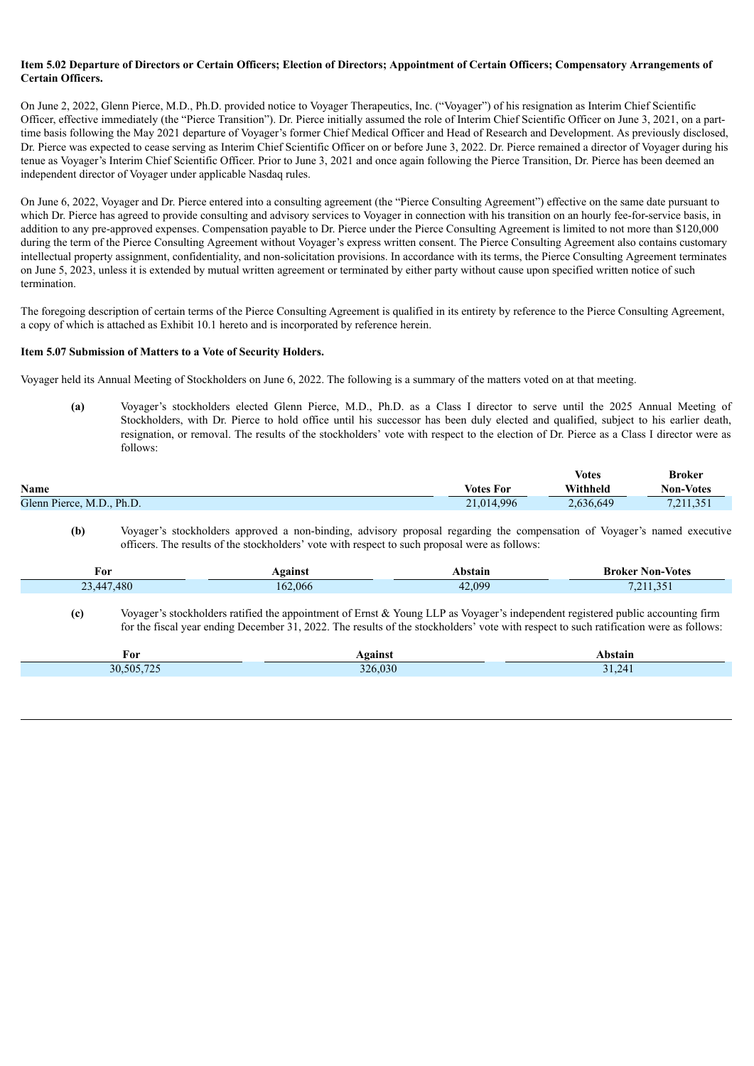**Item 5.02 Departure of Directors or Certain Officers; Election of Directors; Appointment of Certain Officers; Compensatory Arrangements of Certain Officers.**

On June 2, 2022, Glenn Pierce, M.D., Ph.D. provided notice to Voyager Therapeutics, Inc. ("Voyager") of his resignation as Interim Chief Scientific Officer, effective immediately (the "Pierce Transition"). Dr. Pierce initially assumed the role of Interim Chief Scientific Officer on June 3, 2021, on a part-time basis following the May 2021 departure of Voyager's former Chief Medical Officer and Head of Research and Development. As previously disclosed, Dr. Pierce was expected to cease serving as Interim Chief Scientific Officer on or before June 3, 2022. Dr. Pierce remained a director of Voyager during his tenue as Voyager's Interim Chief Scientific Officer. Prior to June 3, 2021 and once again following the Pierce Transition, Dr. Pierce has been deemed an independent director of Voyager under applicable Nasdaq rules.

On June 6, 2022, Voyager and Dr. Pierce entered into a consulting agreement (the "Pierce Consulting Agreement") effective on the same date pursuant to which Dr. Pierce has agreed to provide consulting and advisory services to Voyager in connection with his transition on an hourly fee-for-service basis, in addition to any pre-approved expenses. Compensation payable to Dr. Pierce under the Pierce Consulting Agreement is limited to not more than $120,000 during the term of the Pierce Consulting Agreement without Voyager's express written consent. The Pierce Consulting Agreement also contains customary intellectual property assignment, confidentiality, and non-solicitation provisions. In accordance with its terms, the Pierce Consulting Agreement terminates on June 5, 2023, unless it is extended by mutual written agreement or terminated by either party without cause upon specified written notice of such termination.

The foregoing description of certain terms of the Pierce Consulting Agreement is qualified in its entirety by reference to the Pierce Consulting Agreement, a copy of which is attached as Exhibit 10.1 hereto and is incorporated by reference herein.

**Item 5.07 Submission of Matters to a Vote of Security Holders.**

Voyager held its Annual Meeting of Stockholders on June 6, 2022. The following is a summary of the matters voted on at that meeting.

**(a)** Voyager's stockholders elected Glenn Pierce, M.D., Ph.D. as a Class I director to serve until the 2025 Annual Meeting of Stockholders, with Dr. Pierce to hold office until his successor has been duly elected and qualified, subject to his earlier death, resignation, or removal. The results of the stockholders' vote with respect to the election of Dr. Pierce as a Class I director were as follows:

| Name | Votes For | Votes Withheld | Broker Non-Votes |
|---|---|---|---|
| Glenn Pierce, M.D., Ph.D. | 21,014,996 | 2,636,649 | 7,211,351 |

**(b)** Voyager's stockholders approved a non-binding, advisory proposal regarding the compensation of Voyager's named executive officers. The results of the stockholders' vote with respect to such proposal were as follows:

| For | Against | Abstain | Broker Non-Votes |
|---|---|---|---|
| 23,447,480 | 162,066 | 42,099 | 7,211,351 |

**(c)** Voyager's stockholders ratified the appointment of Ernst & Young LLP as Voyager's independent registered public accounting firm for the fiscal year ending December 31, 2022. The results of the stockholders' vote with respect to such ratification were as follows:

| For | Against | Abstain |
|---|---|---|
| 30,505,725 | 326,030 | 31,241 |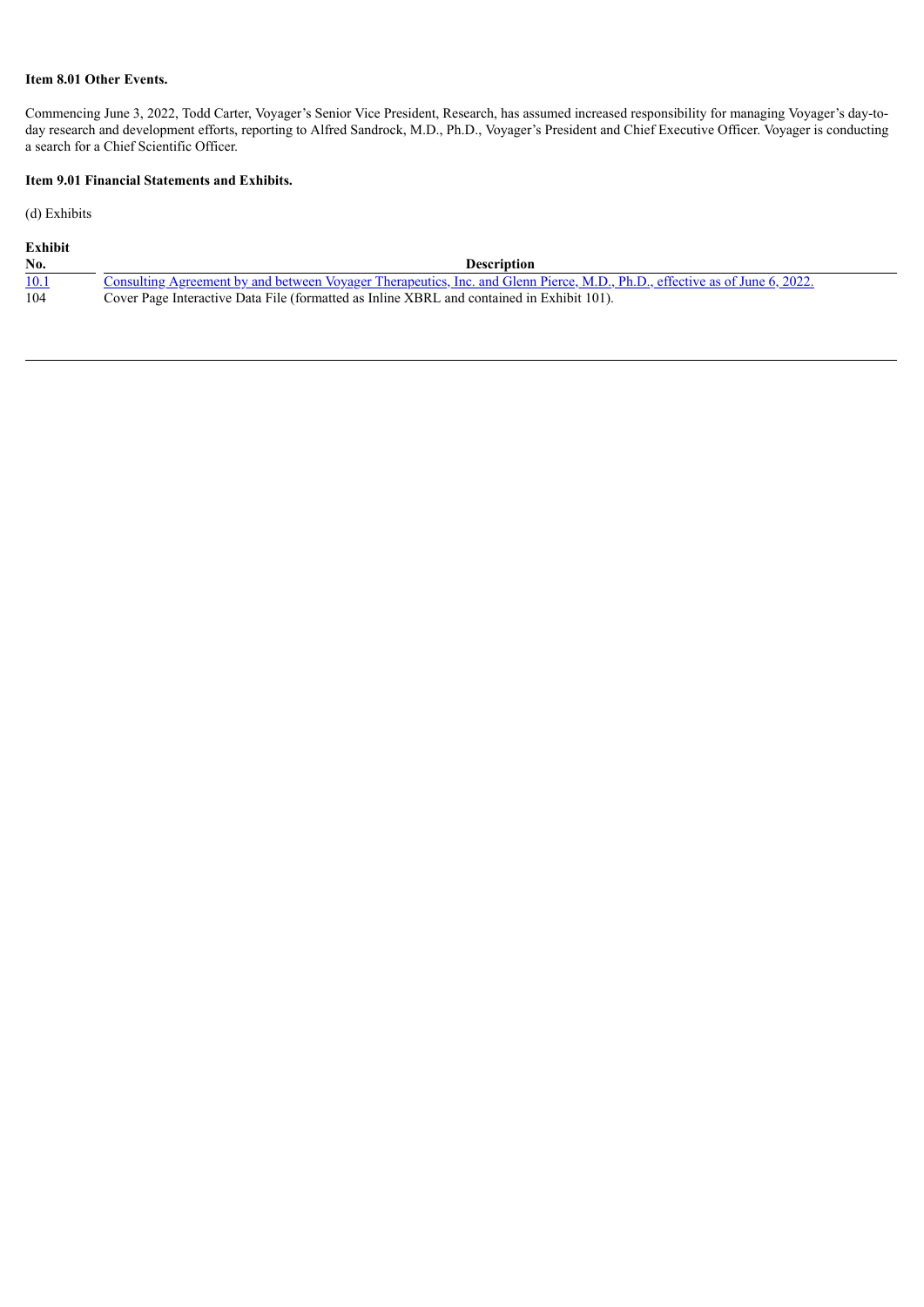**Item 8.01 Other Events.**

Commencing June 3, 2022, Todd Carter, Voyager's Senior Vice President, Research, has assumed increased responsibility for managing Voyager's day-to-day research and development efforts, reporting to Alfred Sandrock, M.D., Ph.D., Voyager's President and Chief Executive Officer. Voyager is conducting a search for a Chief Scientific Officer.

**Item 9.01 Financial Statements and Exhibits.**

(d) Exhibits

| Exhibit No. | Description |
|---|---|
| 10.1 | Consulting Agreement by and between Voyager Therapeutics, Inc. and Glenn Pierce, M.D., Ph.D., effective as of June 6, 2022. |
| 104 | Cover Page Interactive Data File (formatted as Inline XBRL and contained in Exhibit 101). |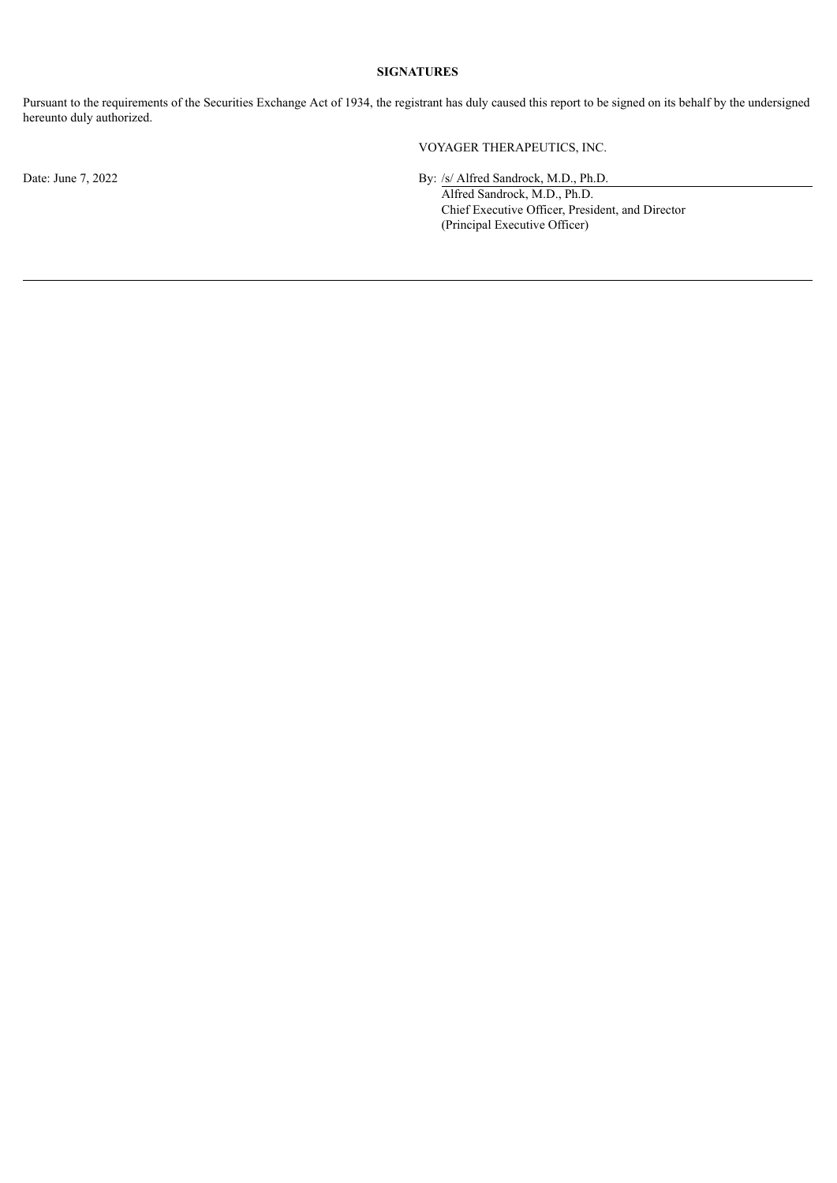**SIGNATURES**

Pursuant to the requirements of the Securities Exchange Act of 1934, the registrant has duly caused this report to be signed on its behalf by the undersigned hereunto duly authorized.

VOYAGER THERAPEUTICS, INC.

Date: June 7, 2022

By: /s/ Alfred Sandrock, M.D., Ph.D.
Alfred Sandrock, M.D., Ph.D.
Chief Executive Officer, President, and Director
(Principal Executive Officer)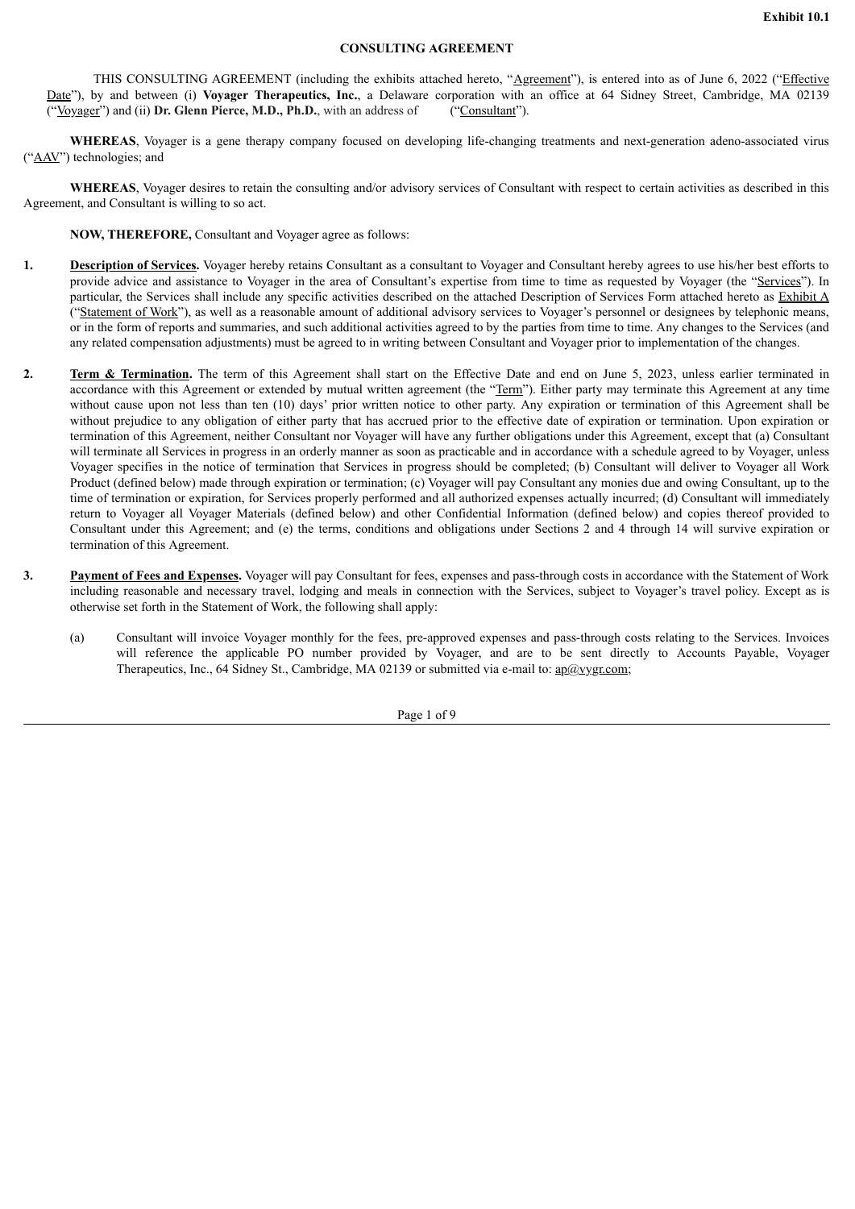**Exhibit 10.1**

**CONSULTING AGREEMENT**

THIS CONSULTING AGREEMENT (including the exhibits attached hereto, "Agreement"), is entered into as of June 6, 2022 ("Effective Date"), by and between (i) **Voyager Therapeutics, Inc.**, a Delaware corporation with an office at 64 Sidney Street, Cambridge, MA 02139 ("Voyager") and (ii) **Dr. Glenn Pierce, M.D., Ph.D.**, with an address of ("Consultant").

**WHEREAS**, Voyager is a gene therapy company focused on developing life-changing treatments and next-generation adeno-associated virus ("AAV") technologies; and

**WHEREAS**, Voyager desires to retain the consulting and/or advisory services of Consultant with respect to certain activities as described in this Agreement, and Consultant is willing to so act.

**NOW, THEREFORE,** Consultant and Voyager agree as follows:

1. **Description of Services.** Voyager hereby retains Consultant as a consultant to Voyager and Consultant hereby agrees to use his/her best efforts to provide advice and assistance to Voyager in the area of Consultant's expertise from time to time as requested by Voyager (the "Services"). In particular, the Services shall include any specific activities described on the attached Description of Services Form attached hereto as Exhibit A ("Statement of Work"), as well as a reasonable amount of additional advisory services to Voyager's personnel or designees by telephonic means, or in the form of reports and summaries, and such additional activities agreed to by the parties from time to time. Any changes to the Services (and any related compensation adjustments) must be agreed to in writing between Consultant and Voyager prior to implementation of the changes.

2. **Term & Termination.** The term of this Agreement shall start on the Effective Date and end on June 5, 2023, unless earlier terminated in accordance with this Agreement or extended by mutual written agreement (the "Term"). Either party may terminate this Agreement at any time without cause upon not less than ten (10) days' prior written notice to other party. Any expiration or termination of this Agreement shall be without prejudice to any obligation of either party that has accrued prior to the effective date of expiration or termination. Upon expiration or termination of this Agreement, neither Consultant nor Voyager will have any further obligations under this Agreement, except that (a) Consultant will terminate all Services in progress in an orderly manner as soon as practicable and in accordance with a schedule agreed to by Voyager, unless Voyager specifies in the notice of termination that Services in progress should be completed; (b) Consultant will deliver to Voyager all Work Product (defined below) made through expiration or termination; (c) Voyager will pay Consultant any monies due and owing Consultant, up to the time of termination or expiration, for Services properly performed and all authorized expenses actually incurred; (d) Consultant will immediately return to Voyager all Voyager Materials (defined below) and other Confidential Information (defined below) and copies thereof provided to Consultant under this Agreement; and (e) the terms, conditions and obligations under Sections 2 and 4 through 14 will survive expiration or termination of this Agreement.

3. **Payment of Fees and Expenses.** Voyager will pay Consultant for fees, expenses and pass-through costs in accordance with the Statement of Work including reasonable and necessary travel, lodging and meals in connection with the Services, subject to Voyager's travel policy. Except as is otherwise set forth in the Statement of Work, the following shall apply:

   (a) Consultant will invoice Voyager monthly for the fees, pre-approved expenses and pass-through costs relating to the Services. Invoices will reference the applicable PO number provided by Voyager, and are to be sent directly to Accounts Payable, Voyager Therapeutics, Inc., 64 Sidney St., Cambridge, MA 02139 or submitted via e-mail to: ap@vygr.com;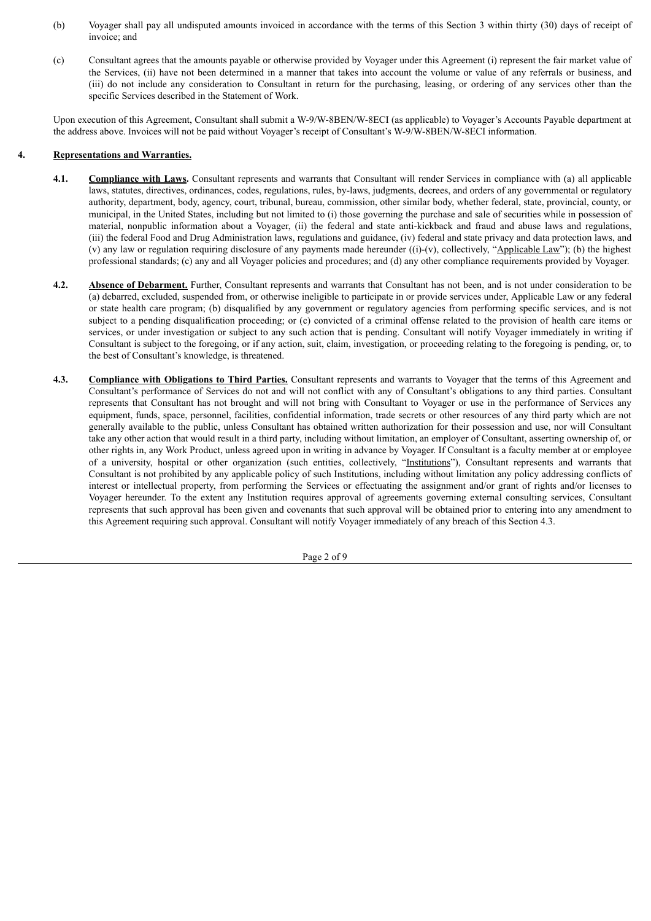(b) Voyager shall pay all undisputed amounts invoiced in accordance with the terms of this Section 3 within thirty (30) days of receipt of invoice; and

(c) Consultant agrees that the amounts payable or otherwise provided by Voyager under this Agreement (i) represent the fair market value of the Services, (ii) have not been determined in a manner that takes into account the volume or value of any referrals or business, and (iii) do not include any consideration to Consultant in return for the purchasing, leasing, or ordering of any services other than the specific Services described in the Statement of Work.

Upon execution of this Agreement, Consultant shall submit a W-9/W-8BEN/W-8ECI (as applicable) to Voyager's Accounts Payable department at the address above. Invoices will not be paid without Voyager's receipt of Consultant's W-9/W-8BEN/W-8ECI information.

## 4. Representations and Warranties.

**4.1. Compliance with Laws.** Consultant represents and warrants that Consultant will render Services in compliance with (a) all applicable laws, statutes, directives, ordinances, codes, regulations, rules, by-laws, judgments, decrees, and orders of any governmental or regulatory authority, department, body, agency, court, tribunal, bureau, commission, other similar body, whether federal, state, provincial, county, or municipal, in the United States, including but not limited to (i) those governing the purchase and sale of securities while in possession of material, nonpublic information about a Voyager, (ii) the federal and state anti-kickback and fraud and abuse laws and regulations, (iii) the federal Food and Drug Administration laws, regulations and guidance, (iv) federal and state privacy and data protection laws, and (v) any law or regulation requiring disclosure of any payments made hereunder ((i)-(v), collectively, "Applicable Law"); (b) the highest professional standards; (c) any and all Voyager policies and procedures; and (d) any other compliance requirements provided by Voyager.

**4.2. Absence of Debarment.** Further, Consultant represents and warrants that Consultant has not been, and is not under consideration to be (a) debarred, excluded, suspended from, or otherwise ineligible to participate in or provide services under, Applicable Law or any federal or state health care program; (b) disqualified by any government or regulatory agencies from performing specific services, and is not subject to a pending disqualification proceeding; or (c) convicted of a criminal offense related to the provision of health care items or services, or under investigation or subject to any such action that is pending. Consultant will notify Voyager immediately in writing if Consultant is subject to the foregoing, or if any action, suit, claim, investigation, or proceeding relating to the foregoing is pending, or, to the best of Consultant's knowledge, is threatened.

**4.3. Compliance with Obligations to Third Parties.** Consultant represents and warrants to Voyager that the terms of this Agreement and Consultant's performance of Services do not and will not conflict with any of Consultant's obligations to any third parties. Consultant represents that Consultant has not brought and will not bring with Consultant to Voyager or use in the performance of Services any equipment, funds, space, personnel, facilities, confidential information, trade secrets or other resources of any third party which are not generally available to the public, unless Consultant has obtained written authorization for their possession and use, nor will Consultant take any other action that would result in a third party, including without limitation, an employer of Consultant, asserting ownership of, or other rights in, any Work Product, unless agreed upon in writing in advance by Voyager. If Consultant is a faculty member at or employee of a university, hospital or other organization (such entities, collectively, "Institutions"), Consultant represents and warrants that Consultant is not prohibited by any applicable policy of such Institutions, including without limitation any policy addressing conflicts of interest or intellectual property, from performing the Services or effectuating the assignment and/or grant of rights and/or licenses to Voyager hereunder. To the extent any Institution requires approval of agreements governing external consulting services, Consultant represents that such approval has been given and covenants that such approval will be obtained prior to entering into any amendment to this Agreement requiring such approval. Consultant will notify Voyager immediately of any breach of this Section 4.3.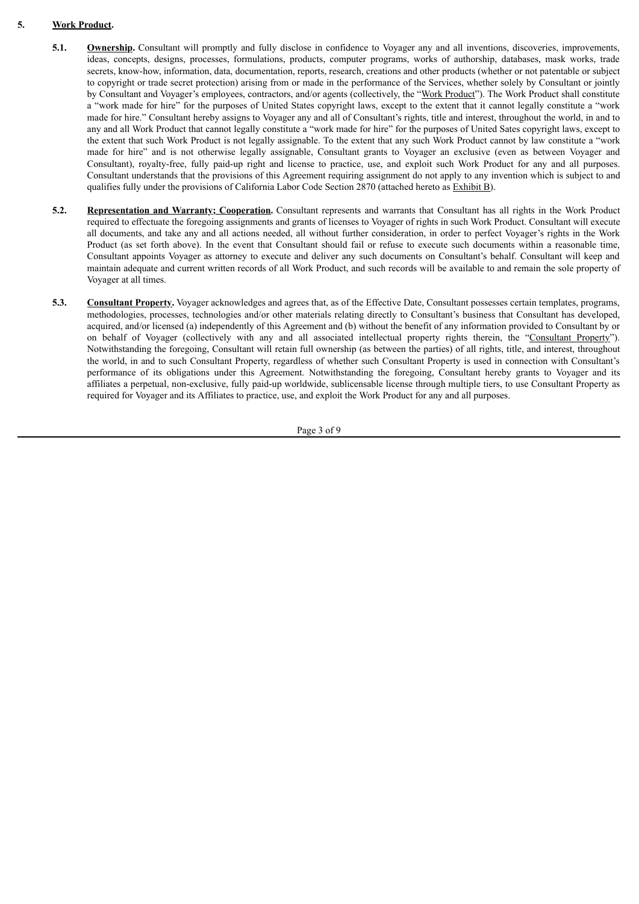5. **Work Product.**

**5.1. Ownership.** Consultant will promptly and fully disclose in confidence to Voyager any and all inventions, discoveries, improvements, ideas, concepts, designs, processes, formulations, products, computer programs, works of authorship, databases, mask works, trade secrets, know-how, information, data, documentation, reports, research, creations and other products (whether or not patentable or subject to copyright or trade secret protection) arising from or made in the performance of the Services, whether solely by Consultant or jointly by Consultant and Voyager's employees, contractors, and/or agents (collectively, the "Work Product"). The Work Product shall constitute a "work made for hire" for the purposes of United States copyright laws, except to the extent that it cannot legally constitute a "work made for hire." Consultant hereby assigns to Voyager any and all of Consultant's rights, title and interest, throughout the world, in and to any and all Work Product that cannot legally constitute a "work made for hire" for the purposes of United Sates copyright laws, except to the extent that such Work Product is not legally assignable. To the extent that any such Work Product cannot by law constitute a "work made for hire" and is not otherwise legally assignable, Consultant grants to Voyager an exclusive (even as between Voyager and Consultant), royalty-free, fully paid-up right and license to practice, use, and exploit such Work Product for any and all purposes. Consultant understands that the provisions of this Agreement requiring assignment do not apply to any invention which is subject to and qualifies fully under the provisions of California Labor Code Section 2870 (attached hereto as Exhibit B).

**5.2. Representation and Warranty; Cooperation.** Consultant represents and warrants that Consultant has all rights in the Work Product required to effectuate the foregoing assignments and grants of licenses to Voyager of rights in such Work Product. Consultant will execute all documents, and take any and all actions needed, all without further consideration, in order to perfect Voyager's rights in the Work Product (as set forth above). In the event that Consultant should fail or refuse to execute such documents within a reasonable time, Consultant appoints Voyager as attorney to execute and deliver any such documents on Consultant's behalf. Consultant will keep and maintain adequate and current written records of all Work Product, and such records will be available to and remain the sole property of Voyager at all times.

**5.3. Consultant Property.** Voyager acknowledges and agrees that, as of the Effective Date, Consultant possesses certain templates, programs, methodologies, processes, technologies and/or other materials relating directly to Consultant's business that Consultant has developed, acquired, and/or licensed (a) independently of this Agreement and (b) without the benefit of any information provided to Consultant by or on behalf of Voyager (collectively with any and all associated intellectual property rights therein, the "Consultant Property"). Notwithstanding the foregoing, Consultant will retain full ownership (as between the parties) of all rights, title, and interest, throughout the world, in and to such Consultant Property, regardless of whether such Consultant Property is used in connection with Consultant's performance of its obligations under this Agreement. Notwithstanding the foregoing, Consultant hereby grants to Voyager and its affiliates a perpetual, non-exclusive, fully paid-up worldwide, sublicensable license through multiple tiers, to use Consultant Property as required for Voyager and its Affiliates to practice, use, and exploit the Work Product for any and all purposes.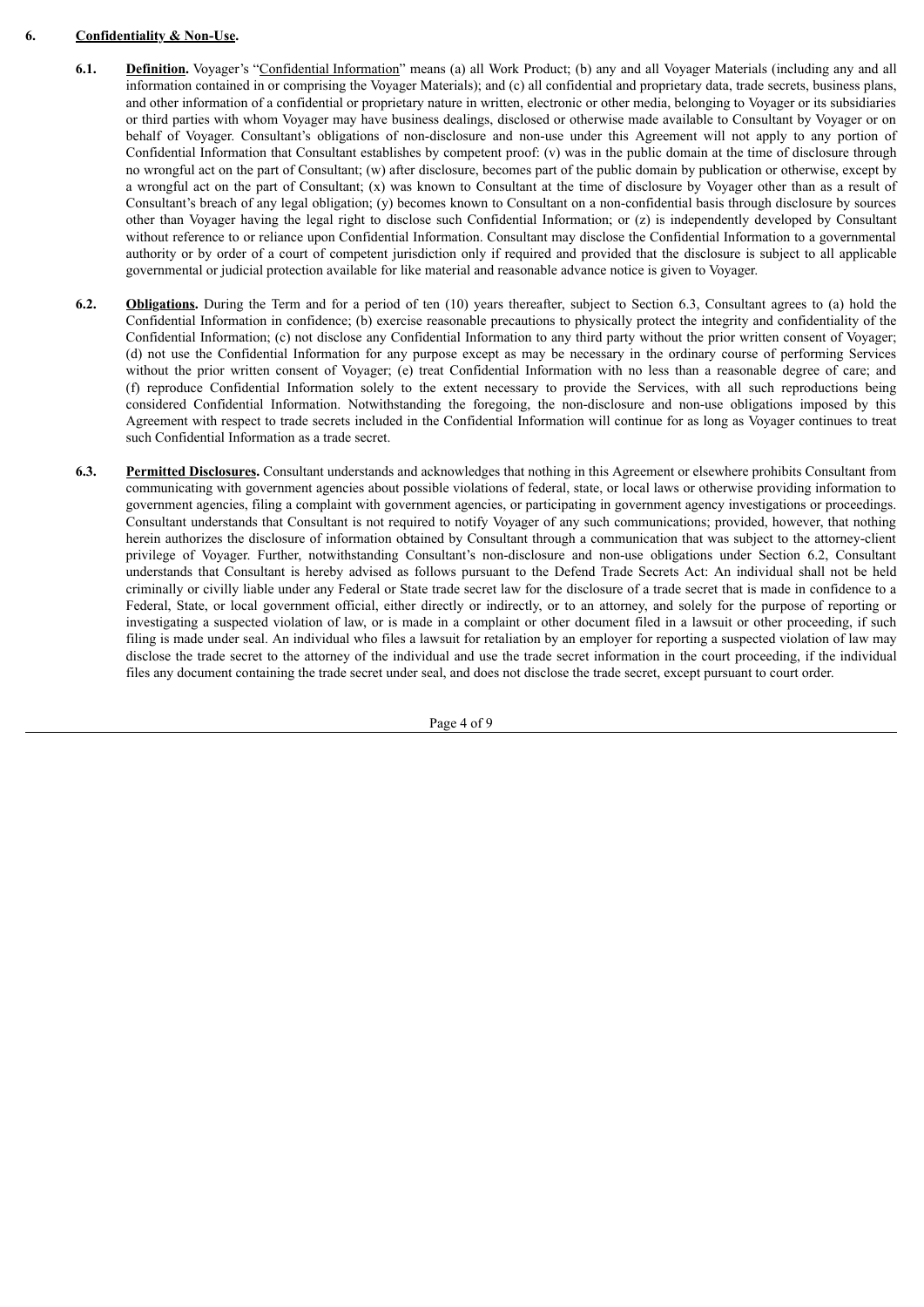## 6. Confidentiality & Non-Use.

**6.1. Definition.** Voyager's "Confidential Information" means (a) all Work Product; (b) any and all Voyager Materials (including any and all information contained in or comprising the Voyager Materials); and (c) all confidential and proprietary data, trade secrets, business plans, and other information of a confidential or proprietary nature in written, electronic or other media, belonging to Voyager or its subsidiaries or third parties with whom Voyager may have business dealings, disclosed or otherwise made available to Consultant by Voyager or on behalf of Voyager. Consultant's obligations of non-disclosure and non-use under this Agreement will not apply to any portion of Confidential Information that Consultant establishes by competent proof: (v) was in the public domain at the time of disclosure through no wrongful act on the part of Consultant; (w) after disclosure, becomes part of the public domain by publication or otherwise, except by a wrongful act on the part of Consultant; (x) was known to Consultant at the time of disclosure by Voyager other than as a result of Consultant's breach of any legal obligation; (y) becomes known to Consultant on a non-confidential basis through disclosure by sources other than Voyager having the legal right to disclose such Confidential Information; or (z) is independently developed by Consultant without reference to or reliance upon Confidential Information. Consultant may disclose the Confidential Information to a governmental authority or by order of a court of competent jurisdiction only if required and provided that the disclosure is subject to all applicable governmental or judicial protection available for like material and reasonable advance notice is given to Voyager.

**6.2. Obligations.** During the Term and for a period of ten (10) years thereafter, subject to Section 6.3, Consultant agrees to (a) hold the Confidential Information in confidence; (b) exercise reasonable precautions to physically protect the integrity and confidentiality of the Confidential Information; (c) not disclose any Confidential Information to any third party without the prior written consent of Voyager; (d) not use the Confidential Information for any purpose except as may be necessary in the ordinary course of performing Services without the prior written consent of Voyager; (e) treat Confidential Information with no less than a reasonable degree of care; and (f) reproduce Confidential Information solely to the extent necessary to provide the Services, with all such reproductions being considered Confidential Information. Notwithstanding the foregoing, the non-disclosure and non-use obligations imposed by this Agreement with respect to trade secrets included in the Confidential Information will continue for as long as Voyager continues to treat such Confidential Information as a trade secret.

**6.3. Permitted Disclosures.** Consultant understands and acknowledges that nothing in this Agreement or elsewhere prohibits Consultant from communicating with government agencies about possible violations of federal, state, or local laws or otherwise providing information to government agencies, filing a complaint with government agencies, or participating in government agency investigations or proceedings. Consultant understands that Consultant is not required to notify Voyager of any such communications; provided, however, that nothing herein authorizes the disclosure of information obtained by Consultant through a communication that was subject to the attorney-client privilege of Voyager. Further, notwithstanding Consultant's non-disclosure and non-use obligations under Section 6.2, Consultant understands that Consultant is hereby advised as follows pursuant to the Defend Trade Secrets Act: An individual shall not be held criminally or civilly liable under any Federal or State trade secret law for the disclosure of a trade secret that is made in confidence to a Federal, State, or local government official, either directly or indirectly, or to an attorney, and solely for the purpose of reporting or investigating a suspected violation of law, or is made in a complaint or other document filed in a lawsuit or other proceeding, if such filing is made under seal. An individual who files a lawsuit for retaliation by an employer for reporting a suspected violation of law may disclose the trade secret to the attorney of the individual and use the trade secret information in the court proceeding, if the individual files any document containing the trade secret under seal, and does not disclose the trade secret, except pursuant to court order.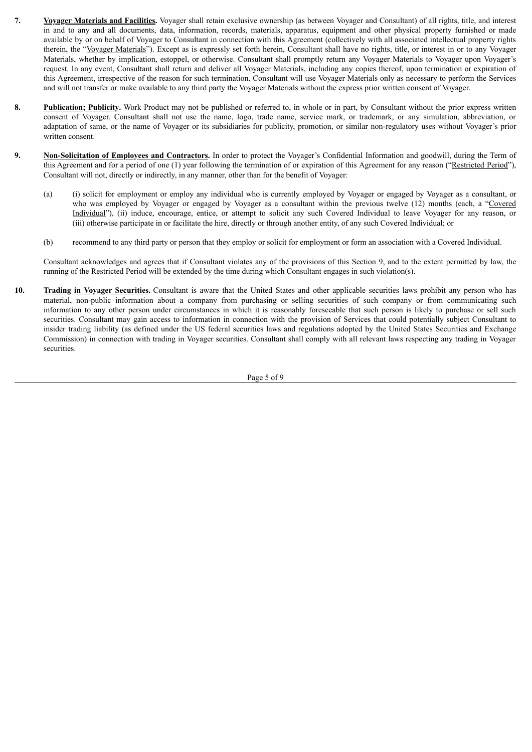7. **Voyager Materials and Facilities.** Voyager shall retain exclusive ownership (as between Voyager and Consultant) of all rights, title, and interest in and to any and all documents, data, information, records, materials, apparatus, equipment and other physical property furnished or made available by or on behalf of Voyager to Consultant in connection with this Agreement (collectively with all associated intellectual property rights therein, the "Voyager Materials"). Except as is expressly set forth herein, Consultant shall have no rights, title, or interest in or to any Voyager Materials, whether by implication, estoppel, or otherwise. Consultant shall promptly return any Voyager Materials to Voyager upon Voyager's request. In any event, Consultant shall return and deliver all Voyager Materials, including any copies thereof, upon termination or expiration of this Agreement, irrespective of the reason for such termination. Consultant will use Voyager Materials only as necessary to perform the Services and will not transfer or make available to any third party the Voyager Materials without the express prior written consent of Voyager.

8. **Publication; Publicity.** Work Product may not be published or referred to, in whole or in part, by Consultant without the prior express written consent of Voyager. Consultant shall not use the name, logo, trade name, service mark, or trademark, or any simulation, abbreviation, or adaptation of same, or the name of Voyager or its subsidiaries for publicity, promotion, or similar non-regulatory uses without Voyager's prior written consent.

9. **Non-Solicitation of Employees and Contractors.** In order to protect the Voyager's Confidential Information and goodwill, during the Term of this Agreement and for a period of one (1) year following the termination of or expiration of this Agreement for any reason ("Restricted Period"), Consultant will not, directly or indirectly, in any manner, other than for the benefit of Voyager:

   (a) (i) solicit for employment or employ any individual who is currently employed by Voyager or engaged by Voyager as a consultant, or who was employed by Voyager or engaged by Voyager as a consultant within the previous twelve (12) months (each, a "Covered Individual"), (ii) induce, encourage, entice, or attempt to solicit any such Covered Individual to leave Voyager for any reason, or (iii) otherwise participate in or facilitate the hire, directly or through another entity, of any such Covered Individual; or

   (b) recommend to any third party or person that they employ or solicit for employment or form an association with a Covered Individual.

   Consultant acknowledges and agrees that if Consultant violates any of the provisions of this Section 9, and to the extent permitted by law, the running of the Restricted Period will be extended by the time during which Consultant engages in such violation(s).

10. **Trading in Voyager Securities.** Consultant is aware that the United States and other applicable securities laws prohibit any person who has material, non-public information about a company from purchasing or selling securities of such company or from communicating such information to any other person under circumstances in which it is reasonably foreseeable that such person is likely to purchase or sell such securities. Consultant may gain access to information in connection with the provision of Services that could potentially subject Consultant to insider trading liability (as defined under the US federal securities laws and regulations adopted by the United States Securities and Exchange Commission) in connection with trading in Voyager securities. Consultant shall comply with all relevant laws respecting any trading in Voyager securities.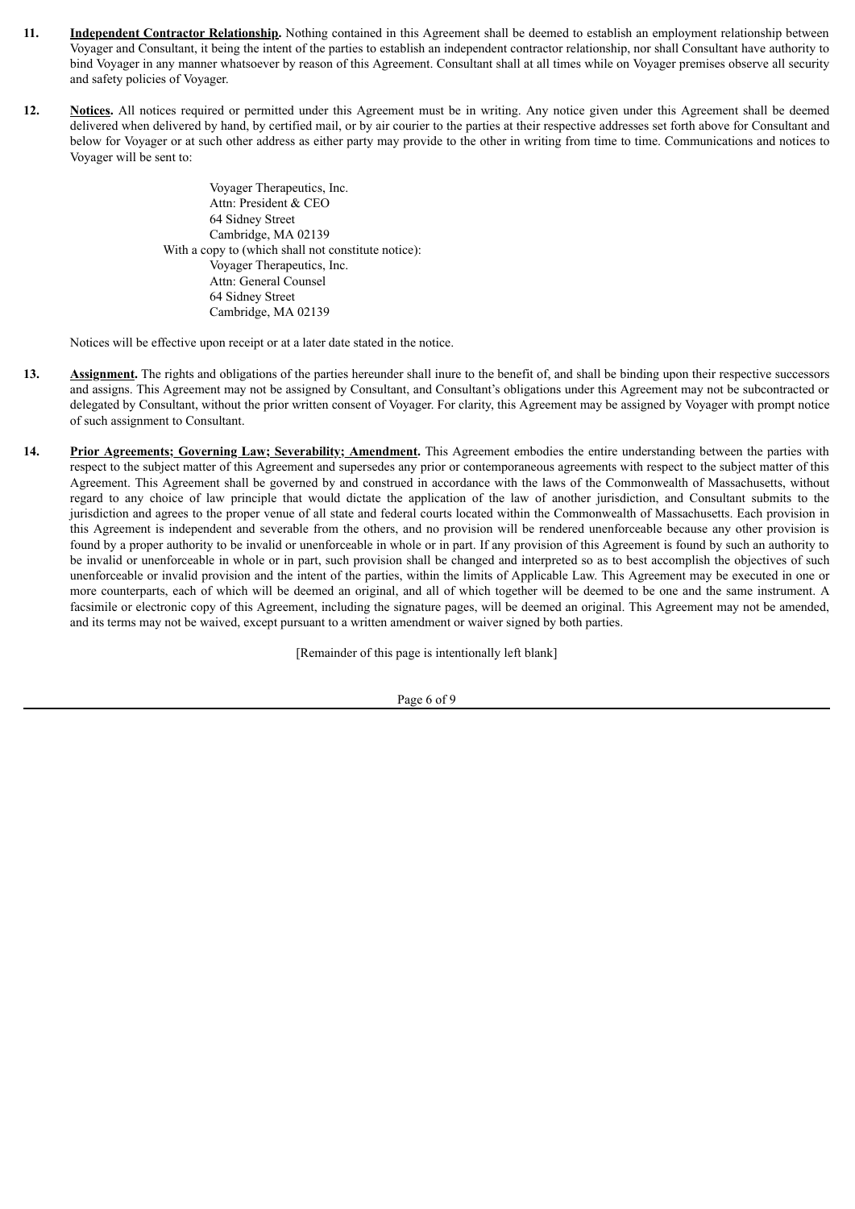11. **Independent Contractor Relationship.** Nothing contained in this Agreement shall be deemed to establish an employment relationship between Voyager and Consultant, it being the intent of the parties to establish an independent contractor relationship, nor shall Consultant have authority to bind Voyager in any manner whatsoever by reason of this Agreement. Consultant shall at all times while on Voyager premises observe all security and safety policies of Voyager.

12. **Notices.** All notices required or permitted under this Agreement must be in writing. Any notice given under this Agreement shall be deemed delivered when delivered by hand, by certified mail, or by air courier to the parties at their respective addresses set forth above for Consultant and below for Voyager or at such other address as either party may provide to the other in writing from time to time. Communications and notices to Voyager will be sent to:

    Voyager Therapeutics, Inc.
    Attn: President & CEO
    64 Sidney Street
    Cambridge, MA 02139

    With a copy to (which shall not constitute notice):

    Voyager Therapeutics, Inc.
    Attn: General Counsel
    64 Sidney Street
    Cambridge, MA 02139

    Notices will be effective upon receipt or at a later date stated in the notice.

13. **Assignment.** The rights and obligations of the parties hereunder shall inure to the benefit of, and shall be binding upon their respective successors and assigns. This Agreement may not be assigned by Consultant, and Consultant's obligations under this Agreement may not be subcontracted or delegated by Consultant, without the prior written consent of Voyager. For clarity, this Agreement may be assigned by Voyager with prompt notice of such assignment to Consultant.

14. **Prior Agreements; Governing Law; Severability; Amendment.** This Agreement embodies the entire understanding between the parties with respect to the subject matter of this Agreement and supersedes any prior or contemporaneous agreements with respect to the subject matter of this Agreement. This Agreement shall be governed by and construed in accordance with the laws of the Commonwealth of Massachusetts, without regard to any choice of law principle that would dictate the application of the law of another jurisdiction, and Consultant submits to the jurisdiction and agrees to the proper venue of all state and federal courts located within the Commonwealth of Massachusetts. Each provision in this Agreement is independent and severable from the others, and no provision will be rendered unenforceable because any other provision is found by a proper authority to be invalid or unenforceable in whole or in part. If any provision of this Agreement is found by such an authority to be invalid or unenforceable in whole or in part, such provision shall be changed and interpreted so as to best accomplish the objectives of such unenforceable or invalid provision and the intent of the parties, within the limits of Applicable Law. This Agreement may be executed in one or more counterparts, each of which will be deemed an original, and all of which together will be deemed to be one and the same instrument. A facsimile or electronic copy of this Agreement, including the signature pages, will be deemed an original. This Agreement may not be amended, and its terms may not be waived, except pursuant to a written amendment or waiver signed by both parties.

[Remainder of this page is intentionally left blank]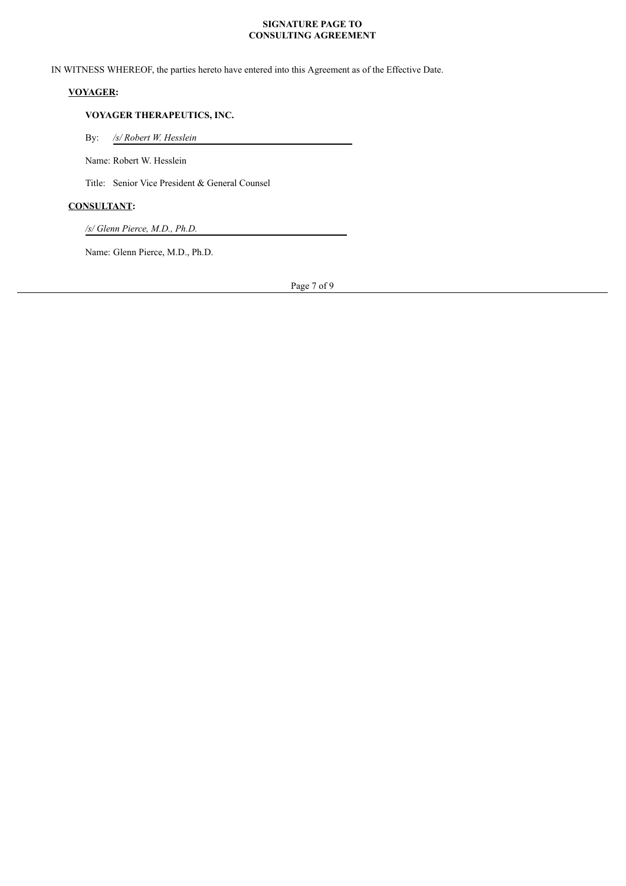**SIGNATURE PAGE TO**
**CONSULTING AGREEMENT**

IN WITNESS WHEREOF, the parties hereto have entered into this Agreement as of the Effective Date.

**VOYAGER:**

**VOYAGER THERAPEUTICS, INC.**

By: */s/ Robert W. Hesslein*

Name: Robert W. Hesslein

Title: Senior Vice President & General Counsel

**CONSULTANT:**

*/s/ Glenn Pierce, M.D., Ph.D.*

Name: Glenn Pierce, M.D., Ph.D.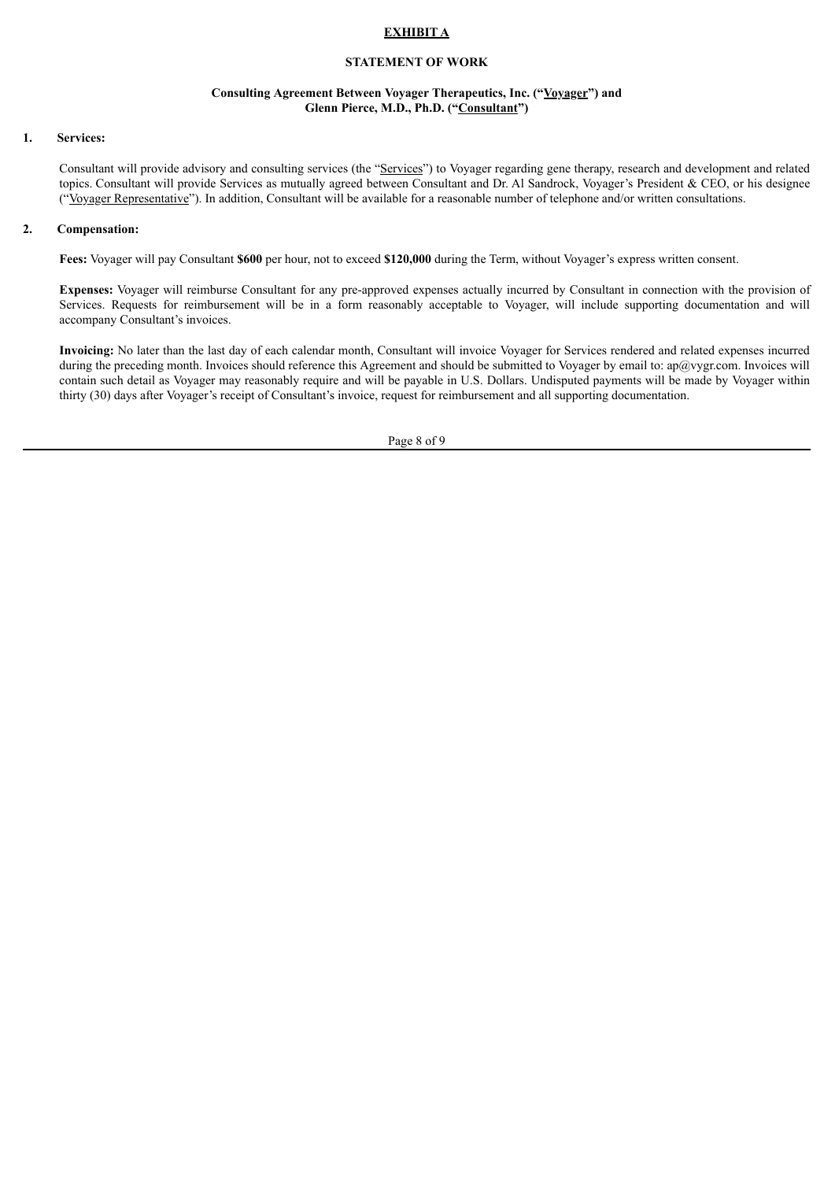# EXHIBIT A

## STATEMENT OF WORK

### Consulting Agreement Between Voyager Therapeutics, Inc. ("Voyager") and Glenn Pierce, M.D., Ph.D. ("Consultant")

**1. Services:**

Consultant will provide advisory and consulting services (the "Services") to Voyager regarding gene therapy, research and development and related topics. Consultant will provide Services as mutually agreed between Consultant and Dr. Al Sandrock, Voyager's President & CEO, or his designee ("Voyager Representative"). In addition, Consultant will be available for a reasonable number of telephone and/or written consultations.

**2. Compensation:**

**Fees:** Voyager will pay Consultant **$600** per hour, not to exceed **$120,000** during the Term, without Voyager's express written consent.

**Expenses:** Voyager will reimburse Consultant for any pre-approved expenses actually incurred by Consultant in connection with the provision of Services. Requests for reimbursement will be in a form reasonably acceptable to Voyager, will include supporting documentation and will accompany Consultant's invoices.

**Invoicing:** No later than the last day of each calendar month, Consultant will invoice Voyager for Services rendered and related expenses incurred during the preceding month. Invoices should reference this Agreement and should be submitted to Voyager by email to: ap@vygr.com. Invoices will contain such detail as Voyager may reasonably require and will be payable in U.S. Dollars. Undisputed payments will be made by Voyager within thirty (30) days after Voyager's receipt of Consultant's invoice, request for reimbursement and all supporting documentation.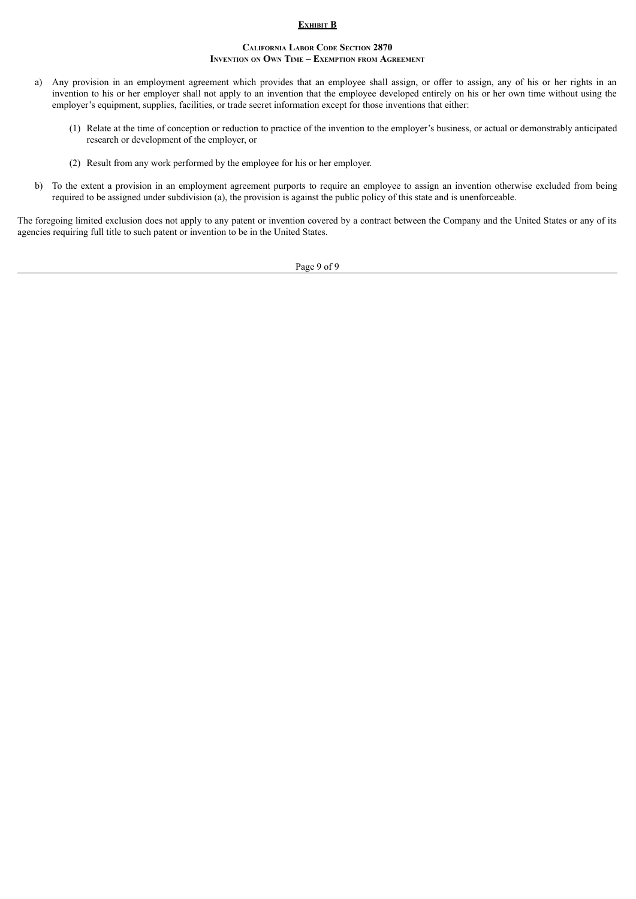**Exhibit B**

**California Labor Code Section 2870**
**Invention on Own Time – Exemption from Agreement**

a) Any provision in an employment agreement which provides that an employee shall assign, or offer to assign, any of his or her rights in an invention to his or her employer shall not apply to an invention that the employee developed entirely on his or her own time without using the employer's equipment, supplies, facilities, or trade secret information except for those inventions that either:

   (1) Relate at the time of conception or reduction to practice of the invention to the employer's business, or actual or demonstrably anticipated research or development of the employer, or

   (2) Result from any work performed by the employee for his or her employer.

b) To the extent a provision in an employment agreement purports to require an employee to assign an invention otherwise excluded from being required to be assigned under subdivision (a), the provision is against the public policy of this state and is unenforceable.

The foregoing limited exclusion does not apply to any patent or invention covered by a contract between the Company and the United States or any of its agencies requiring full title to such patent or invention to be in the United States.